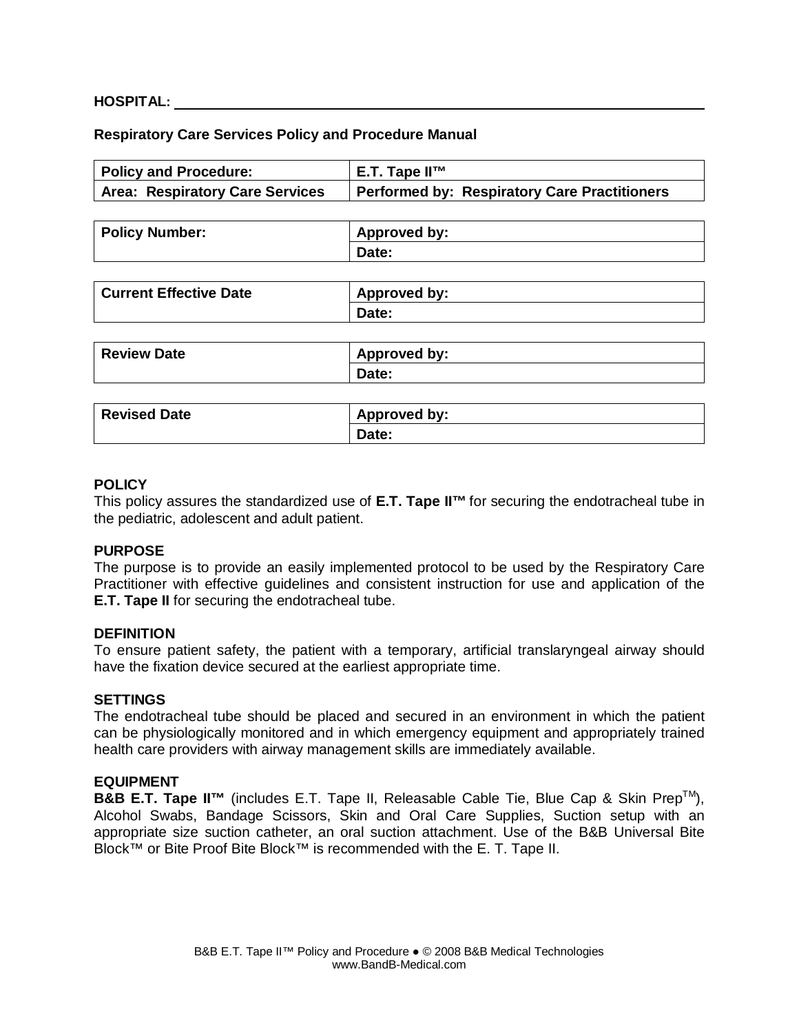**HOSPITAL:** ___________________________________________

**Respiratory Care Services Policy and Procedure Manual**

| | |
|---|---|
| **Policy and Procedure:** | **E.T. Tape II™** |
| **Area: Respiratory Care Services** | **Performed by: Respiratory Care Practitioners** |

| | |
|---|---|
| **Policy Number:** | **Approved by:** |
| | **Date:** |

| | |
|---|---|
| **Current Effective Date** | **Approved by:** |
| | **Date:** |

| | |
|---|---|
| **Review Date** | **Approved by:** |
| | **Date:** |

| | |
|---|---|
| **Revised Date** | **Approved by:** |
| | **Date:** |

## POLICY

This policy assures the standardized use of **E.T. Tape II™** for securing the endotracheal tube in the pediatric, adolescent and adult patient.

## PURPOSE

The purpose is to provide an easily implemented protocol to be used by the Respiratory Care Practitioner with effective guidelines and consistent instruction for use and application of the **E.T. Tape II** for securing the endotracheal tube.

## DEFINITION

To ensure patient safety, the patient with a temporary, artificial translaryngeal airway should have the fixation device secured at the earliest appropriate time.

## SETTINGS

The endotracheal tube should be placed and secured in an environment in which the patient can be physiologically monitored and in which emergency equipment and appropriately trained health care providers with airway management skills are immediately available.

## EQUIPMENT

**B&B E.T. Tape II™** (includes E.T. Tape II, Releasable Cable Tie, Blue Cap & Skin Prep™), Alcohol Swabs, Bandage Scissors, Skin and Oral Care Supplies, Suction setup with an appropriate size suction catheter, an oral suction attachment. Use of the B&B Universal Bite Block™ or Bite Proof Bite Block™ is recommended with the E. T. Tape II.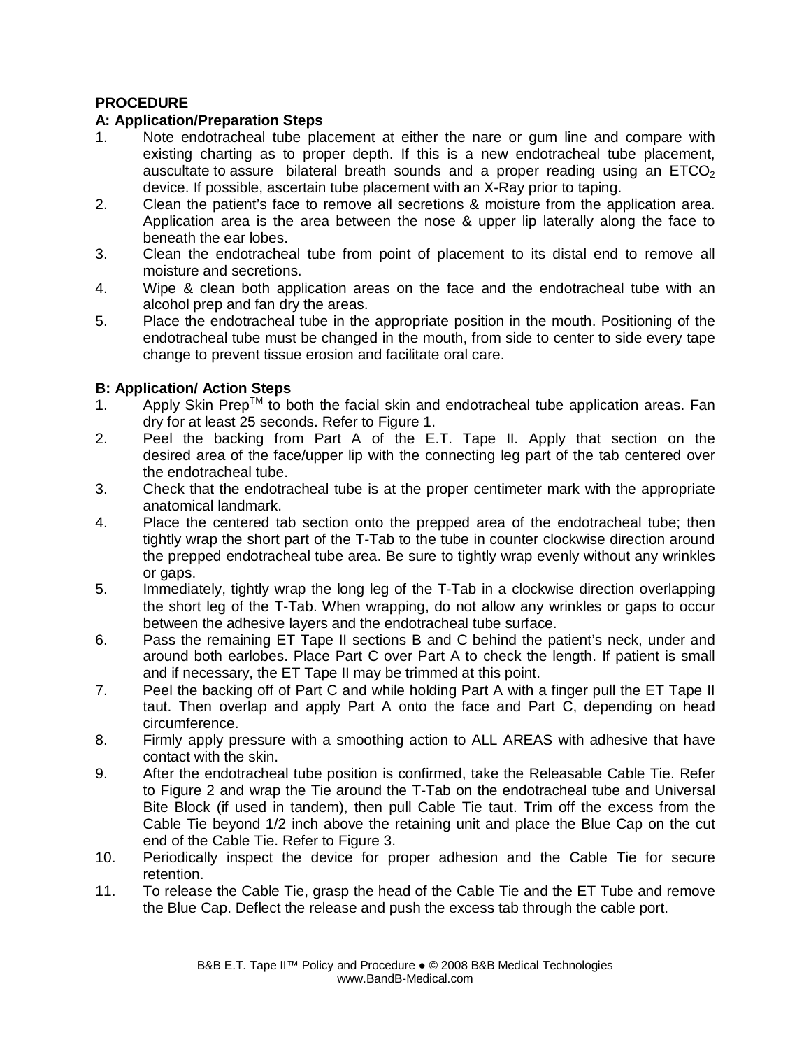**PROCEDURE**

**A: Application/Preparation Steps**

1. Note endotracheal tube placement at either the nare or gum line and compare with existing charting as to proper depth. If this is a new endotracheal tube placement, auscultate to assure bilateral breath sounds and a proper reading using an $ETCO_2$ device. If possible, ascertain tube placement with an X-Ray prior to taping.
2. Clean the patient's face to remove all secretions & moisture from the application area. Application area is the area between the nose & upper lip laterally along the face to beneath the ear lobes.
3. Clean the endotracheal tube from point of placement to its distal end to remove all moisture and secretions.
4. Wipe & clean both application areas on the face and the endotracheal tube with an alcohol prep and fan dry the areas.
5. Place the endotracheal tube in the appropriate position in the mouth. Positioning of the endotracheal tube must be changed in the mouth, from side to center to side every tape change to prevent tissue erosion and facilitate oral care.

**B: Application/ Action Steps**

1. Apply Skin Prep™ to both the facial skin and endotracheal tube application areas. Fan dry for at least 25 seconds. Refer to Figure 1.
2. Peel the backing from Part A of the E.T. Tape II. Apply that section on the desired area of the face/upper lip with the connecting leg part of the tab centered over the endotracheal tube.
3. Check that the endotracheal tube is at the proper centimeter mark with the appropriate anatomical landmark.
4. Place the centered tab section onto the prepped area of the endotracheal tube; then tightly wrap the short part of the T-Tab to the tube in counter clockwise direction around the prepped endotracheal tube area. Be sure to tightly wrap evenly without any wrinkles or gaps.
5. Immediately, tightly wrap the long leg of the T-Tab in a clockwise direction overlapping the short leg of the T-Tab. When wrapping, do not allow any wrinkles or gaps to occur between the adhesive layers and the endotracheal tube surface.
6. Pass the remaining ET Tape II sections B and C behind the patient's neck, under and around both earlobes. Place Part C over Part A to check the length. If patient is small and if necessary, the ET Tape II may be trimmed at this point.
7. Peel the backing off of Part C and while holding Part A with a finger pull the ET Tape II taut. Then overlap and apply Part A onto the face and Part C, depending on head circumference.
8. Firmly apply pressure with a smoothing action to ALL AREAS with adhesive that have contact with the skin.
9. After the endotracheal tube position is confirmed, take the Releasable Cable Tie. Refer to Figure 2 and wrap the Tie around the T-Tab on the endotracheal tube and Universal Bite Block (if used in tandem), then pull Cable Tie taut. Trim off the excess from the Cable Tie beyond 1/2 inch above the retaining unit and place the Blue Cap on the cut end of the Cable Tie. Refer to Figure 3.
10. Periodically inspect the device for proper adhesion and the Cable Tie for secure retention.
11. To release the Cable Tie, grasp the head of the Cable Tie and the ET Tube and remove the Blue Cap. Deflect the release and push the excess tab through the cable port.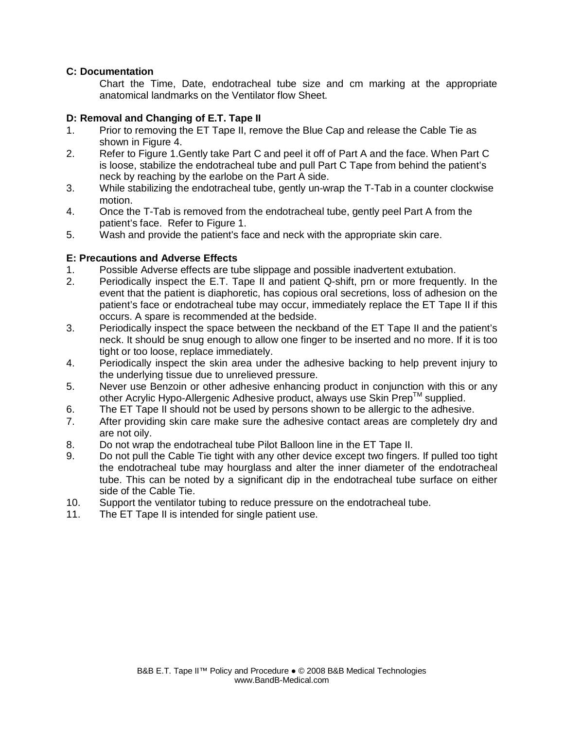**C: Documentation**

Chart the Time, Date, endotracheal tube size and cm marking at the appropriate anatomical landmarks on the Ventilator flow Sheet.

**D: Removal and Changing of E.T. Tape II**

1. Prior to removing the ET Tape II, remove the Blue Cap and release the Cable Tie as shown in Figure 4.
2. Refer to Figure 1.Gently take Part C and peel it off of Part A and the face. When Part C is loose, stabilize the endotracheal tube and pull Part C Tape from behind the patient's neck by reaching by the earlobe on the Part A side.
3. While stabilizing the endotracheal tube, gently un-wrap the T-Tab in a counter clockwise motion.
4. Once the T-Tab is removed from the endotracheal tube, gently peel Part A from the patient's face. Refer to Figure 1.
5. Wash and provide the patient's face and neck with the appropriate skin care.

**E: Precautions and Adverse Effects**

1. Possible Adverse effects are tube slippage and possible inadvertent extubation.
2. Periodically inspect the E.T. Tape II and patient Q-shift, prn or more frequently. In the event that the patient is diaphoretic, has copious oral secretions, loss of adhesion on the patient's face or endotracheal tube may occur, immediately replace the ET Tape II if this occurs. A spare is recommended at the bedside.
3. Periodically inspect the space between the neckband of the ET Tape II and the patient's neck. It should be snug enough to allow one finger to be inserted and no more. If it is too tight or too loose, replace immediately.
4. Periodically inspect the skin area under the adhesive backing to help prevent injury to the underlying tissue due to unrelieved pressure.
5. Never use Benzoin or other adhesive enhancing product in conjunction with this or any other Acrylic Hypo-Allergenic Adhesive product, always use Skin Prep™ supplied.
6. The ET Tape II should not be used by persons shown to be allergic to the adhesive.
7. After providing skin care make sure the adhesive contact areas are completely dry and are not oily.
8. Do not wrap the endotracheal tube Pilot Balloon line in the ET Tape II.
9. Do not pull the Cable Tie tight with any other device except two fingers. If pulled too tight the endotracheal tube may hourglass and alter the inner diameter of the endotracheal tube. This can be noted by a significant dip in the endotracheal tube surface on either side of the Cable Tie.
10. Support the ventilator tubing to reduce pressure on the endotracheal tube.
11. The ET Tape II is intended for single patient use.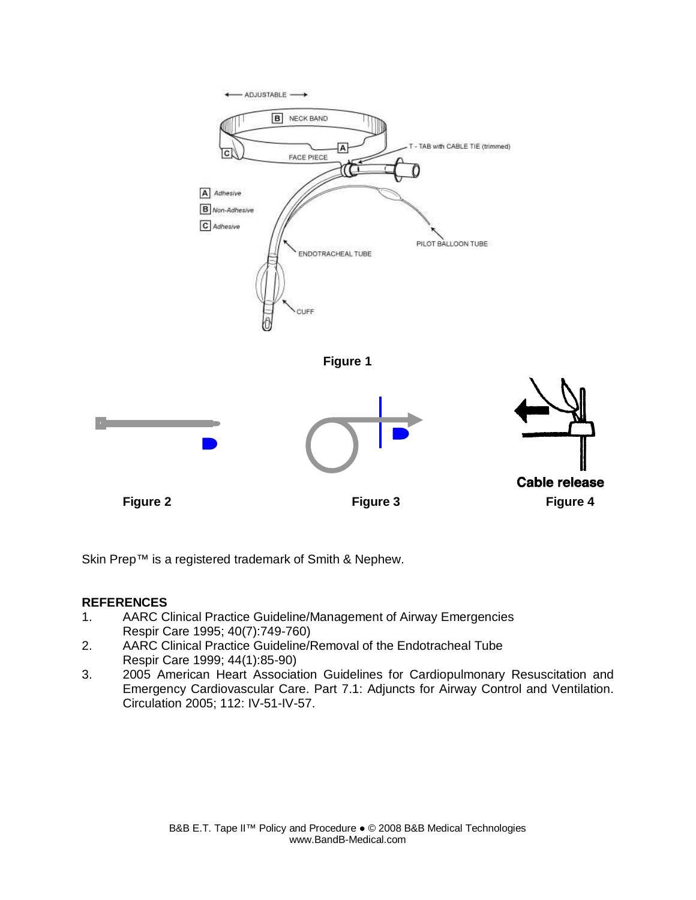← ADJUSTABLE →

B NECK BAND

A

C

FACE PIECE

T - TAB with CABLE TIE (trimmed)

A Adhesive

B Non-Adhesive

C Adhesive

PILOT BALLOON TUBE

ENDOTRACHEAL TUBE

CUFF

**Figure 1**

Cable release

**Figure 2** **Figure 3** **Figure 4**

Skin Prep™ is a registered trademark of Smith & Nephew.

**REFERENCES**

1. AARC Clinical Practice Guideline/Management of Airway Emergencies Respir Care 1995; 40(7):749-760)
2. AARC Clinical Practice Guideline/Removal of the Endotracheal Tube Respir Care 1999; 44(1):85-90)
3. 2005 American Heart Association Guidelines for Cardiopulmonary Resuscitation and Emergency Cardiovascular Care. Part 7.1: Adjuncts for Airway Control and Ventilation. Circulation 2005; 112: IV-51-IV-57.